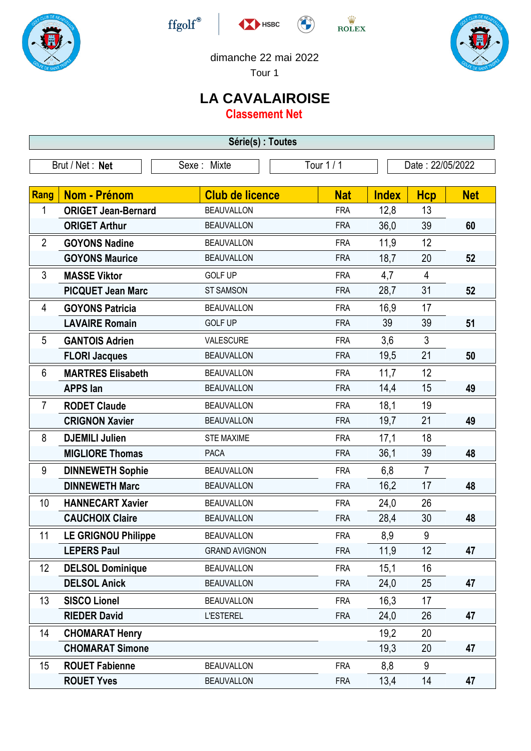dimanche 22 mai 2022

Tour 1

# LA CAVALAIROISE

## Classement Net

**Série(s) : Toutes**

| Brut / Net : **Net** | Sexe : Mixte | Tour 1 / 1 | Date : 22/05/2022 |
|---|---|---|---|

| Rang | Nom - Prénom | Club de licence | Nat | Index | Hcp | Net |
|---|---|---|---|---|---|---|
| 1 | **ORIGET Jean-Bernard** | BEAUVALLON | FRA | 12,8 | 13 | |
| | **ORIGET Arthur** | BEAUVALLON | FRA | 36,0 | 39 | **60** |
| 2 | **GOYONS Nadine** | BEAUVALLON | FRA | 11,9 | 12 | |
| | **GOYONS Maurice** | BEAUVALLON | FRA | 18,7 | 20 | **52** |
| 3 | **MASSE Viktor** | GOLF UP | FRA | 4,7 | 4 | |
| | **PICQUET Jean Marc** | ST SAMSON | FRA | 28,7 | 31 | **52** |
| 4 | **GOYONS Patricia** | BEAUVALLON | FRA | 16,9 | 17 | |
| | **LAVAIRE Romain** | GOLF UP | FRA | 39 | 39 | **51** |
| 5 | **GANTOIS Adrien** | VALESCURE | FRA | 3,6 | 3 | |
| | **FLORI Jacques** | BEAUVALLON | FRA | 19,5 | 21 | **50** |
| 6 | **MARTRES Elisabeth** | BEAUVALLON | FRA | 11,7 | 12 | |
| | **APPS Ian** | BEAUVALLON | FRA | 14,4 | 15 | **49** |
| 7 | **RODET Claude** | BEAUVALLON | FRA | 18,1 | 19 | |
| | **CRIGNON Xavier** | BEAUVALLON | FRA | 19,7 | 21 | **49** |
| 8 | **DJEMILI Julien** | STE MAXIME | FRA | 17,1 | 18 | |
| | **MIGLIORE Thomas** | PACA | FRA | 36,1 | 39 | **48** |
| 9 | **DINNEWETH Sophie** | BEAUVALLON | FRA | 6,8 | 7 | |
| | **DINNEWETH Marc** | BEAUVALLON | FRA | 16,2 | 17 | **48** |
| 10 | **HANNECART Xavier** | BEAUVALLON | FRA | 24,0 | 26 | |
| | **CAUCHOIX Claire** | BEAUVALLON | FRA | 28,4 | 30 | **48** |
| 11 | **LE GRIGNOU Philippe** | BEAUVALLON | FRA | 8,9 | 9 | |
| | **LEPERS Paul** | GRAND AVIGNON | FRA | 11,9 | 12 | **47** |
| 12 | **DELSOL Dominique** | BEAUVALLON | FRA | 15,1 | 16 | |
| | **DELSOL Anick** | BEAUVALLON | FRA | 24,0 | 25 | **47** |
| 13 | **SISCO Lionel** | BEAUVALLON | FRA | 16,3 | 17 | |
| | **RIEDER David** | L'ESTEREL | FRA | 24,0 | 26 | **47** |
| 14 | **CHOMARAT Henry** | | | 19,2 | 20 | |
| | **CHOMARAT Simone** | | | 19,3 | 20 | **47** |
| 15 | **ROUET Fabienne** | BEAUVALLON | FRA | 8,8 | 9 | |
| | **ROUET Yves** | BEAUVALLON | FRA | 13,4 | 14 | **47** |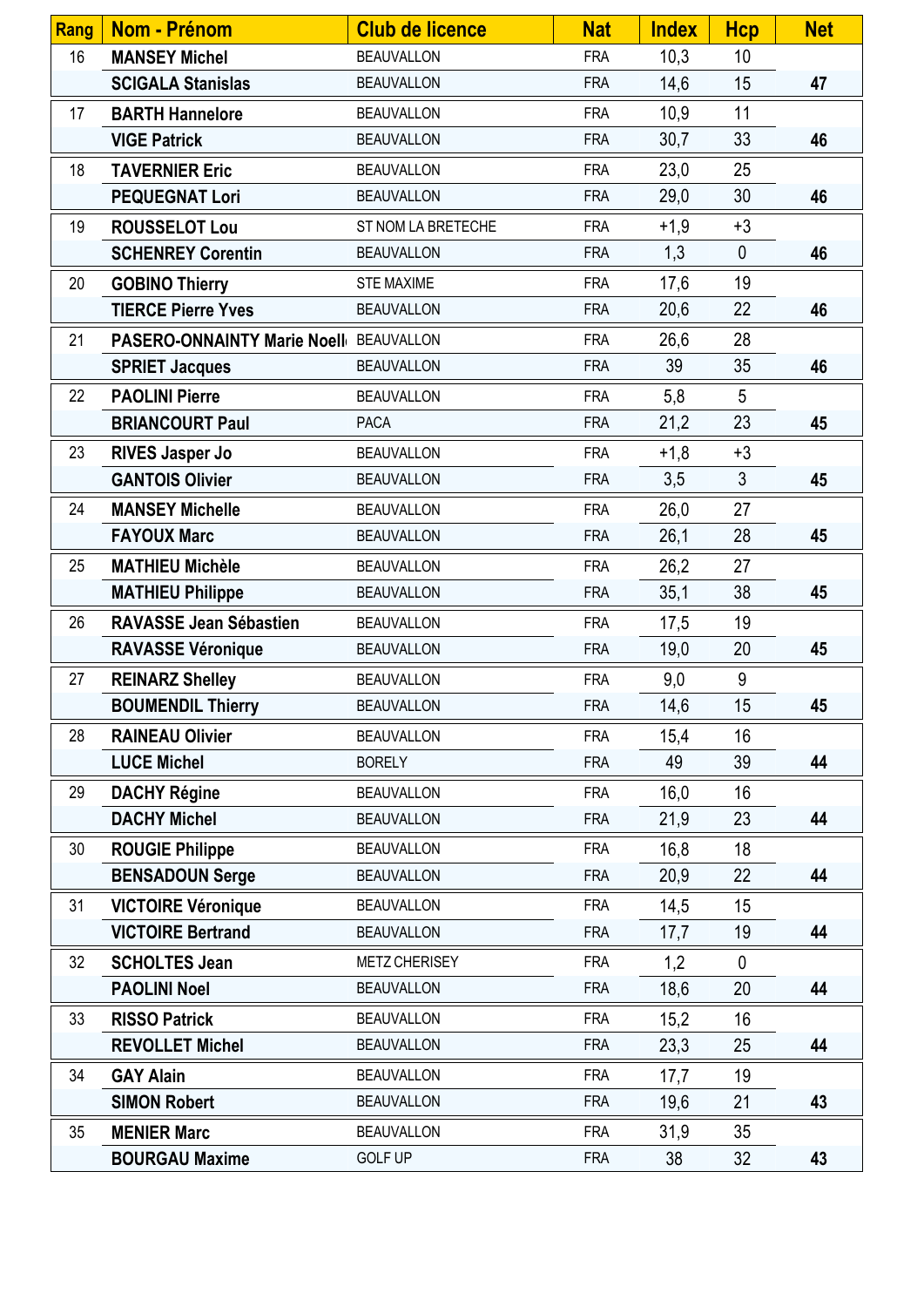| Rang | Nom - Prénom | Club de licence | Nat | Index | Hcp | Net |
|---|---|---|---|---|---|---|
| 16 | **MANSEY Michel** | BEAUVALLON | FRA | 10,3 | 10 | |
| | **SCIGALA Stanislas** | BEAUVALLON | FRA | 14,6 | 15 | **47** |
| 17 | **BARTH Hannelore** | BEAUVALLON | FRA | 10,9 | 11 | |
| | **VIGE Patrick** | BEAUVALLON | FRA | 30,7 | 33 | **46** |
| 18 | **TAVERNIER Eric** | BEAUVALLON | FRA | 23,0 | 25 | |
| | **PEQUEGNAT Lori** | BEAUVALLON | FRA | 29,0 | 30 | **46** |
| 19 | **ROUSSELOT Lou** | ST NOM LA BRETECHE | FRA | +1,9 | +3 | |
| | **SCHENREY Corentin** | BEAUVALLON | FRA | 1,3 | 0 | **46** |
| 20 | **GOBINO Thierry** | STE MAXIME | FRA | 17,6 | 19 | |
| | **TIERCE Pierre Yves** | BEAUVALLON | FRA | 20,6 | 22 | **46** |
| 21 | **PASERO-ONNAINTY Marie Noell** | BEAUVALLON | FRA | 26,6 | 28 | |
| | **SPRIET Jacques** | BEAUVALLON | FRA | 39 | 35 | **46** |
| 22 | **PAOLINI Pierre** | BEAUVALLON | FRA | 5,8 | 5 | |
| | **BRIANCOURT Paul** | PACA | FRA | 21,2 | 23 | **45** |
| 23 | **RIVES Jasper Jo** | BEAUVALLON | FRA | +1,8 | +3 | |
| | **GANTOIS Olivier** | BEAUVALLON | FRA | 3,5 | 3 | **45** |
| 24 | **MANSEY Michelle** | BEAUVALLON | FRA | 26,0 | 27 | |
| | **FAYOUX Marc** | BEAUVALLON | FRA | 26,1 | 28 | **45** |
| 25 | **MATHIEU Michèle** | BEAUVALLON | FRA | 26,2 | 27 | |
| | **MATHIEU Philippe** | BEAUVALLON | FRA | 35,1 | 38 | **45** |
| 26 | **RAVASSE Jean Sébastien** | BEAUVALLON | FRA | 17,5 | 19 | |
| | **RAVASSE Véronique** | BEAUVALLON | FRA | 19,0 | 20 | **45** |
| 27 | **REINARZ Shelley** | BEAUVALLON | FRA | 9,0 | 9 | |
| | **BOUMENDIL Thierry** | BEAUVALLON | FRA | 14,6 | 15 | **45** |
| 28 | **RAINEAU Olivier** | BEAUVALLON | FRA | 15,4 | 16 | |
| | **LUCE Michel** | BORELY | FRA | 49 | 39 | **44** |
| 29 | **DACHY Régine** | BEAUVALLON | FRA | 16,0 | 16 | |
| | **DACHY Michel** | BEAUVALLON | FRA | 21,9 | 23 | **44** |
| 30 | **ROUGIE Philippe** | BEAUVALLON | FRA | 16,8 | 18 | |
| | **BENSADOUN Serge** | BEAUVALLON | FRA | 20,9 | 22 | **44** |
| 31 | **VICTOIRE Véronique** | BEAUVALLON | FRA | 14,5 | 15 | |
| | **VICTOIRE Bertrand** | BEAUVALLON | FRA | 17,7 | 19 | **44** |
| 32 | **SCHOLTES Jean** | METZ CHERISEY | FRA | 1,2 | 0 | |
| | **PAOLINI Noel** | BEAUVALLON | FRA | 18,6 | 20 | **44** |
| 33 | **RISSO Patrick** | BEAUVALLON | FRA | 15,2 | 16 | |
| | **REVOLLET Michel** | BEAUVALLON | FRA | 23,3 | 25 | **44** |
| 34 | **GAY Alain** | BEAUVALLON | FRA | 17,7 | 19 | |
| | **SIMON Robert** | BEAUVALLON | FRA | 19,6 | 21 | **43** |
| 35 | **MENIER Marc** | BEAUVALLON | FRA | 31,9 | 35 | |
| | **BOURGAU Maxime** | GOLF UP | FRA | 38 | 32 | **43** |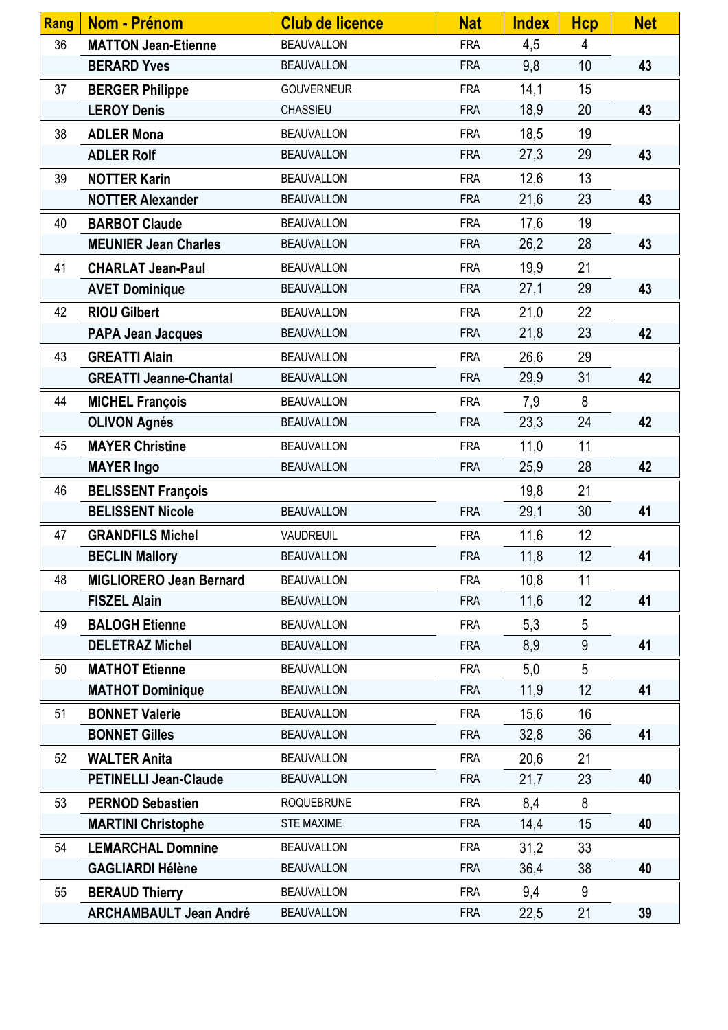| Rang | Nom - Prénom | Club de licence | Nat | Index | Hcp | Net |
|---|---|---|---|---|---|---|
| 36 | **MATTON Jean-Etienne** | BEAUVALLON | FRA | 4,5 | 4 | |
| | **BERARD Yves** | BEAUVALLON | FRA | 9,8 | 10 | **43** |
| 37 | **BERGER Philippe** | GOUVERNEUR | FRA | 14,1 | 15 | |
| | **LEROY Denis** | CHASSIEU | FRA | 18,9 | 20 | **43** |
| 38 | **ADLER Mona** | BEAUVALLON | FRA | 18,5 | 19 | |
| | **ADLER Rolf** | BEAUVALLON | FRA | 27,3 | 29 | **43** |
| 39 | **NOTTER Karin** | BEAUVALLON | FRA | 12,6 | 13 | |
| | **NOTTER Alexander** | BEAUVALLON | FRA | 21,6 | 23 | **43** |
| 40 | **BARBOT Claude** | BEAUVALLON | FRA | 17,6 | 19 | |
| | **MEUNIER Jean Charles** | BEAUVALLON | FRA | 26,2 | 28 | **43** |
| 41 | **CHARLAT Jean-Paul** | BEAUVALLON | FRA | 19,9 | 21 | |
| | **AVET Dominique** | BEAUVALLON | FRA | 27,1 | 29 | **43** |
| 42 | **RIOU Gilbert** | BEAUVALLON | FRA | 21,0 | 22 | |
| | **PAPA Jean Jacques** | BEAUVALLON | FRA | 21,8 | 23 | **42** |
| 43 | **GREATTI Alain** | BEAUVALLON | FRA | 26,6 | 29 | |
| | **GREATTI Jeanne-Chantal** | BEAUVALLON | FRA | 29,9 | 31 | **42** |
| 44 | **MICHEL François** | BEAUVALLON | FRA | 7,9 | 8 | |
| | **OLIVON Agnés** | BEAUVALLON | FRA | 23,3 | 24 | **42** |
| 45 | **MAYER Christine** | BEAUVALLON | FRA | 11,0 | 11 | |
| | **MAYER Ingo** | BEAUVALLON | FRA | 25,9 | 28 | **42** |
| 46 | **BELISSENT François** | | | 19,8 | 21 | |
| | **BELISSENT Nicole** | BEAUVALLON | FRA | 29,1 | 30 | **41** |
| 47 | **GRANDFILS Michel** | VAUDREUIL | FRA | 11,6 | 12 | |
| | **BECLIN Mallory** | BEAUVALLON | FRA | 11,8 | 12 | **41** |
| 48 | **MIGLIORERO Jean Bernard** | BEAUVALLON | FRA | 10,8 | 11 | |
| | **FISZEL Alain** | BEAUVALLON | FRA | 11,6 | 12 | **41** |
| 49 | **BALOGH Etienne** | BEAUVALLON | FRA | 5,3 | 5 | |
| | **DELETRAZ Michel** | BEAUVALLON | FRA | 8,9 | 9 | **41** |
| 50 | **MATHOT Etienne** | BEAUVALLON | FRA | 5,0 | 5 | |
| | **MATHOT Dominique** | BEAUVALLON | FRA | 11,9 | 12 | **41** |
| 51 | **BONNET Valerie** | BEAUVALLON | FRA | 15,6 | 16 | |
| | **BONNET Gilles** | BEAUVALLON | FRA | 32,8 | 36 | **41** |
| 52 | **WALTER Anita** | BEAUVALLON | FRA | 20,6 | 21 | |
| | **PETINELLI Jean-Claude** | BEAUVALLON | FRA | 21,7 | 23 | **40** |
| 53 | **PERNOD Sebastien** | ROQUEBRUNE | FRA | 8,4 | 8 | |
| | **MARTINI Christophe** | STE MAXIME | FRA | 14,4 | 15 | **40** |
| 54 | **LEMARCHAL Domnine** | BEAUVALLON | FRA | 31,2 | 33 | |
| | **GAGLIARDI Hélène** | BEAUVALLON | FRA | 36,4 | 38 | **40** |
| 55 | **BERAUD Thierry** | BEAUVALLON | FRA | 9,4 | 9 | |
| | **ARCHAMBAULT Jean André** | BEAUVALLON | FRA | 22,5 | 21 | **39** |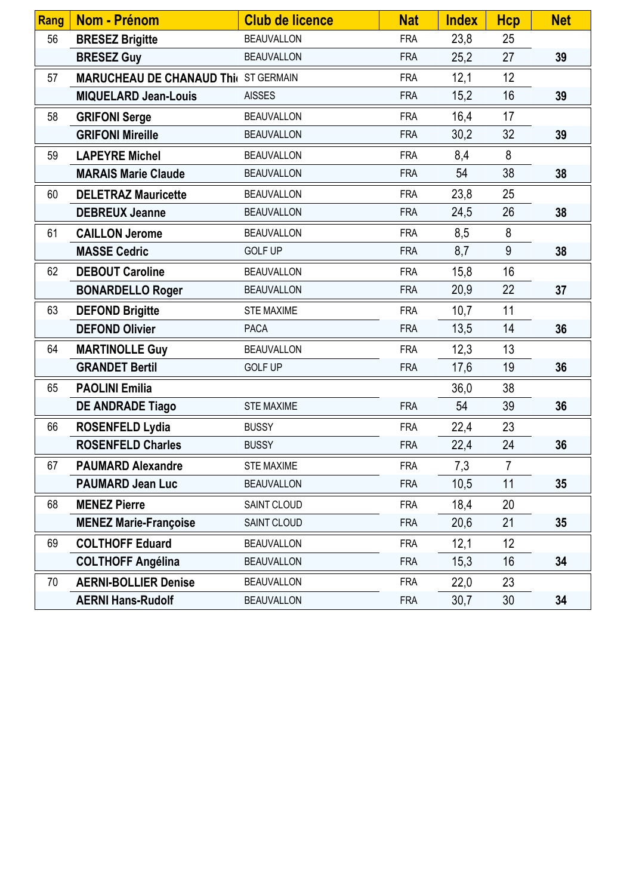| Rang | Nom - Prénom | Club de licence | Nat | Index | Hcp | Net |
|---|---|---|---|---|---|---|
| 56 | **BRESEZ Brigitte** | BEAUVALLON | FRA | 23,8 | 25 | |
| | **BRESEZ Guy** | BEAUVALLON | FRA | 25,2 | 27 | **39** |
| 57 | **MARUCHEAU DE CHANAUD Thi** | ST GERMAIN | FRA | 12,1 | 12 | |
| | **MIQUELARD Jean-Louis** | AISSES | FRA | 15,2 | 16 | **39** |
| 58 | **GRIFONI Serge** | BEAUVALLON | FRA | 16,4 | 17 | |
| | **GRIFONI Mireille** | BEAUVALLON | FRA | 30,2 | 32 | **39** |
| 59 | **LAPEYRE Michel** | BEAUVALLON | FRA | 8,4 | 8 | |
| | **MARAIS Marie Claude** | BEAUVALLON | FRA | 54 | 38 | **38** |
| 60 | **DELETRAZ Mauricette** | BEAUVALLON | FRA | 23,8 | 25 | |
| | **DEBREUX Jeanne** | BEAUVALLON | FRA | 24,5 | 26 | **38** |
| 61 | **CAILLON Jerome** | BEAUVALLON | FRA | 8,5 | 8 | |
| | **MASSE Cedric** | GOLF UP | FRA | 8,7 | 9 | **38** |
| 62 | **DEBOUT Caroline** | BEAUVALLON | FRA | 15,8 | 16 | |
| | **BONARDELLO Roger** | BEAUVALLON | FRA | 20,9 | 22 | **37** |
| 63 | **DEFOND Brigitte** | STE MAXIME | FRA | 10,7 | 11 | |
| | **DEFOND Olivier** | PACA | FRA | 13,5 | 14 | **36** |
| 64 | **MARTINOLLE Guy** | BEAUVALLON | FRA | 12,3 | 13 | |
| | **GRANDET Bertil** | GOLF UP | FRA | 17,6 | 19 | **36** |
| 65 | **PAOLINI Emilia** | | | 36,0 | 38 | |
| | **DE ANDRADE Tiago** | STE MAXIME | FRA | 54 | 39 | **36** |
| 66 | **ROSENFELD Lydia** | BUSSY | FRA | 22,4 | 23 | |
| | **ROSENFELD Charles** | BUSSY | FRA | 22,4 | 24 | **36** |
| 67 | **PAUMARD Alexandre** | STE MAXIME | FRA | 7,3 | 7 | |
| | **PAUMARD Jean Luc** | BEAUVALLON | FRA | 10,5 | 11 | **35** |
| 68 | **MENEZ Pierre** | SAINT CLOUD | FRA | 18,4 | 20 | |
| | **MENEZ Marie-Françoise** | SAINT CLOUD | FRA | 20,6 | 21 | **35** |
| 69 | **COLTHOFF Eduard** | BEAUVALLON | FRA | 12,1 | 12 | |
| | **COLTHOFF Angélina** | BEAUVALLON | FRA | 15,3 | 16 | **34** |
| 70 | **AERNI-BOLLIER Denise** | BEAUVALLON | FRA | 22,0 | 23 | |
| | **AERNI Hans-Rudolf** | BEAUVALLON | FRA | 30,7 | 30 | **34** |